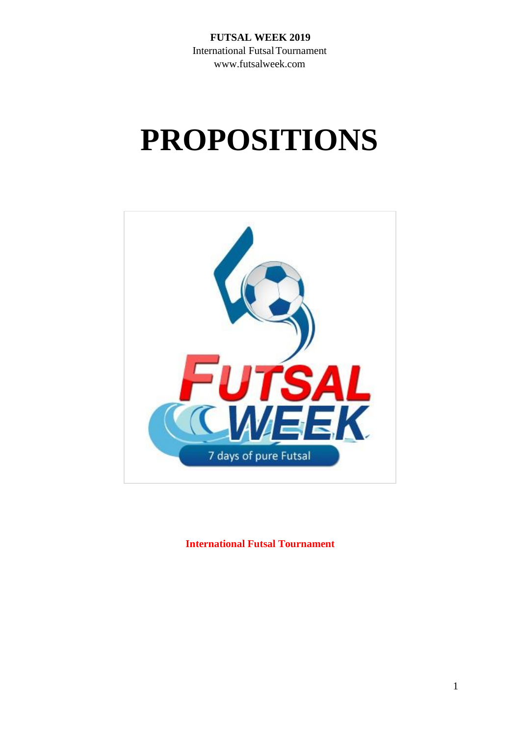**FUTSAL WEEK 2019**
International Futsal Tournament
www.futsalweek.com

# PROPOSITIONS

**International Futsal Tournament**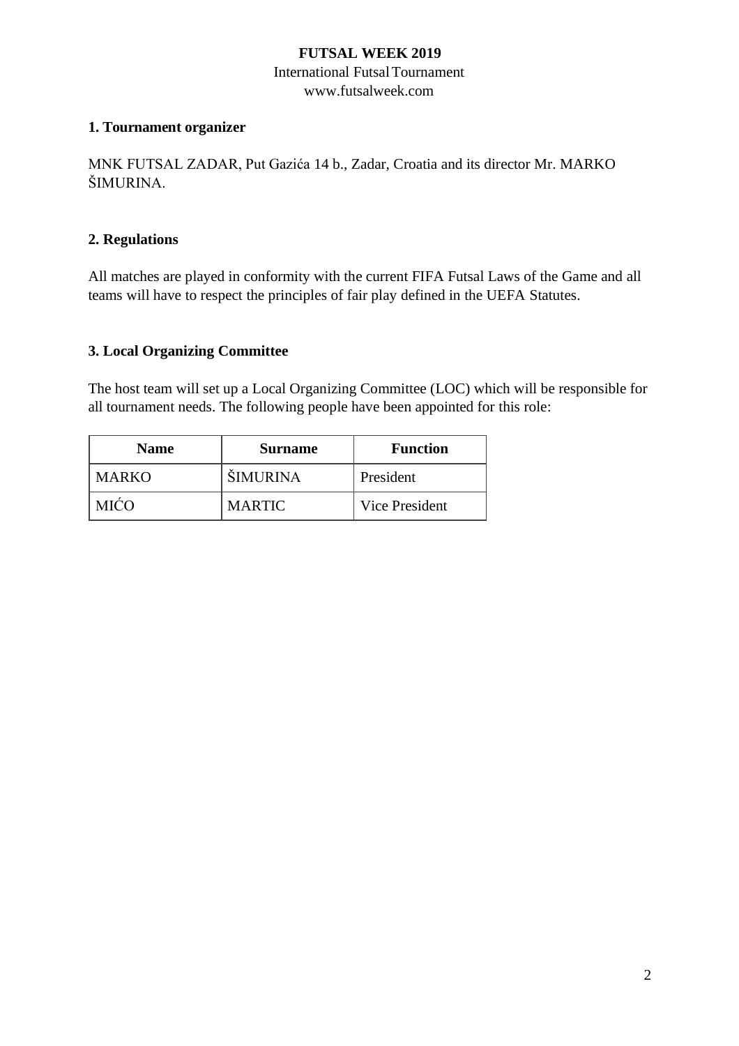**FUTSAL WEEK 2019**

International Futsal Tournament

www.futsalweek.com

## 1. Tournament organizer

MNK FUTSAL ZADAR, Put Gazića 14 b., Zadar, Croatia and its director Mr. MARKO ŠIMURINA.

## 2. Regulations

All matches are played in conformity with the current FIFA Futsal Laws of the Game and all teams will have to respect the principles of fair play defined in the UEFA Statutes.

## 3. Local Organizing Committee

The host team will set up a Local Organizing Committee (LOC) which will be responsible for all tournament needs. The following people have been appointed for this role:

| Name | Surname | Function |
|---|---|---|
| MARKO | ŠIMURINA | President |
| MIĆO | MARTIC | Vice President |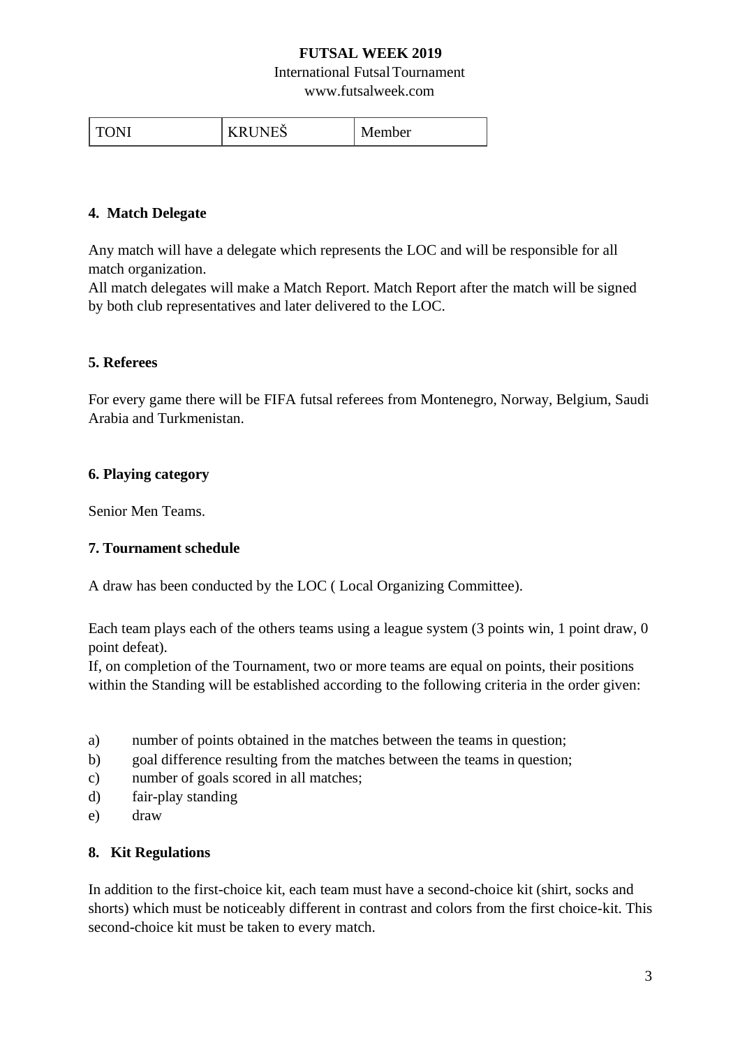| TONI | KRUNEŠ | Member |
|---|---|---|

**4. Match Delegate**

Any match will have a delegate which represents the LOC and will be responsible for all match organization.
All match delegates will make a Match Report. Match Report after the match will be signed by both club representatives and later delivered to the LOC.

**5. Referees**

For every game there will be FIFA futsal referees from Montenegro, Norway, Belgium, Saudi Arabia and Turkmenistan.

**6. Playing category**

Senior Men Teams.

**7. Tournament schedule**

A draw has been conducted by the LOC ( Local Organizing Committee).

Each team plays each of the others teams using a league system (3 points win, 1 point draw, 0 point defeat).
If, on completion of the Tournament, two or more teams are equal on points, their positions within the Standing will be established according to the following criteria in the order given:

a) number of points obtained in the matches between the teams in question;
b) goal difference resulting from the matches between the teams in question;
c) number of goals scored in all matches;
d) fair-play standing
e) draw

**8. Kit Regulations**

In addition to the first-choice kit, each team must have a second-choice kit (shirt, socks and shorts) which must be noticeably different in contrast and colors from the first choice-kit. This second-choice kit must be taken to every match.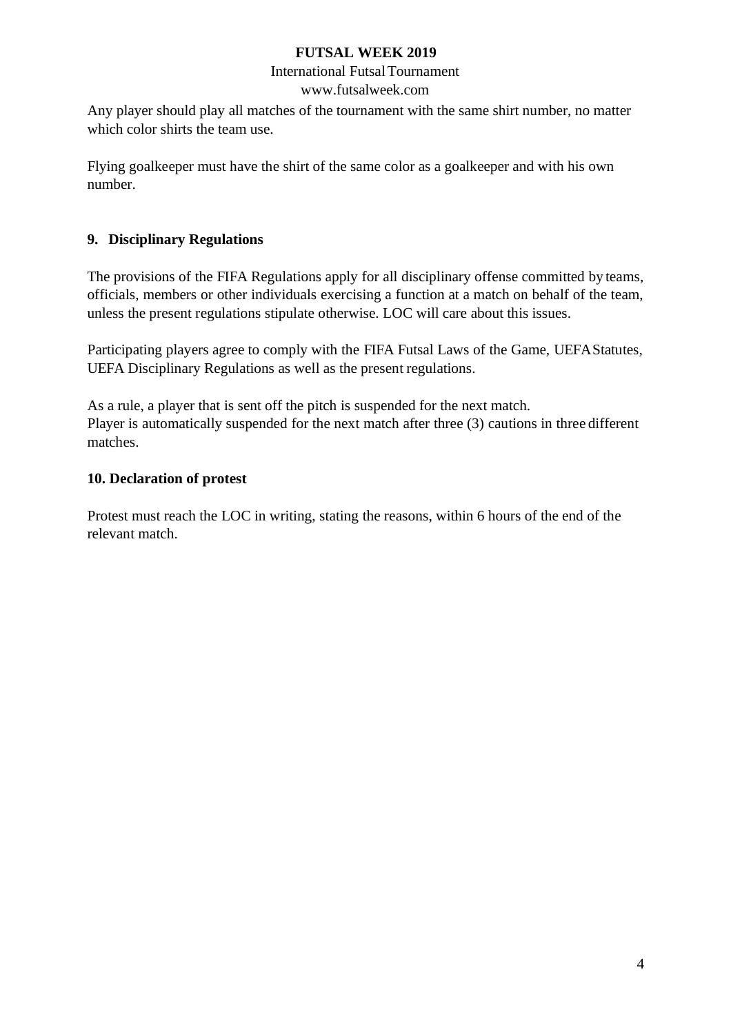Any player should play all matches of the tournament with the same shirt number, no matter which color shirts the team use.

Flying goalkeeper must have the shirt of the same color as a goalkeeper and with his own number.

## 9. Disciplinary Regulations

The provisions of the FIFA Regulations apply for all disciplinary offense committed by teams, officials, members or other individuals exercising a function at a match on behalf of the team, unless the present regulations stipulate otherwise. LOC will care about this issues.

Participating players agree to comply with the FIFA Futsal Laws of the Game, UEFA Statutes, UEFA Disciplinary Regulations as well as the present regulations.

As a rule, a player that is sent off the pitch is suspended for the next match.
Player is automatically suspended for the next match after three (3) cautions in three different matches.

## 10. Declaration of protest

Protest must reach the LOC in writing, stating the reasons, within 6 hours of the end of the relevant match.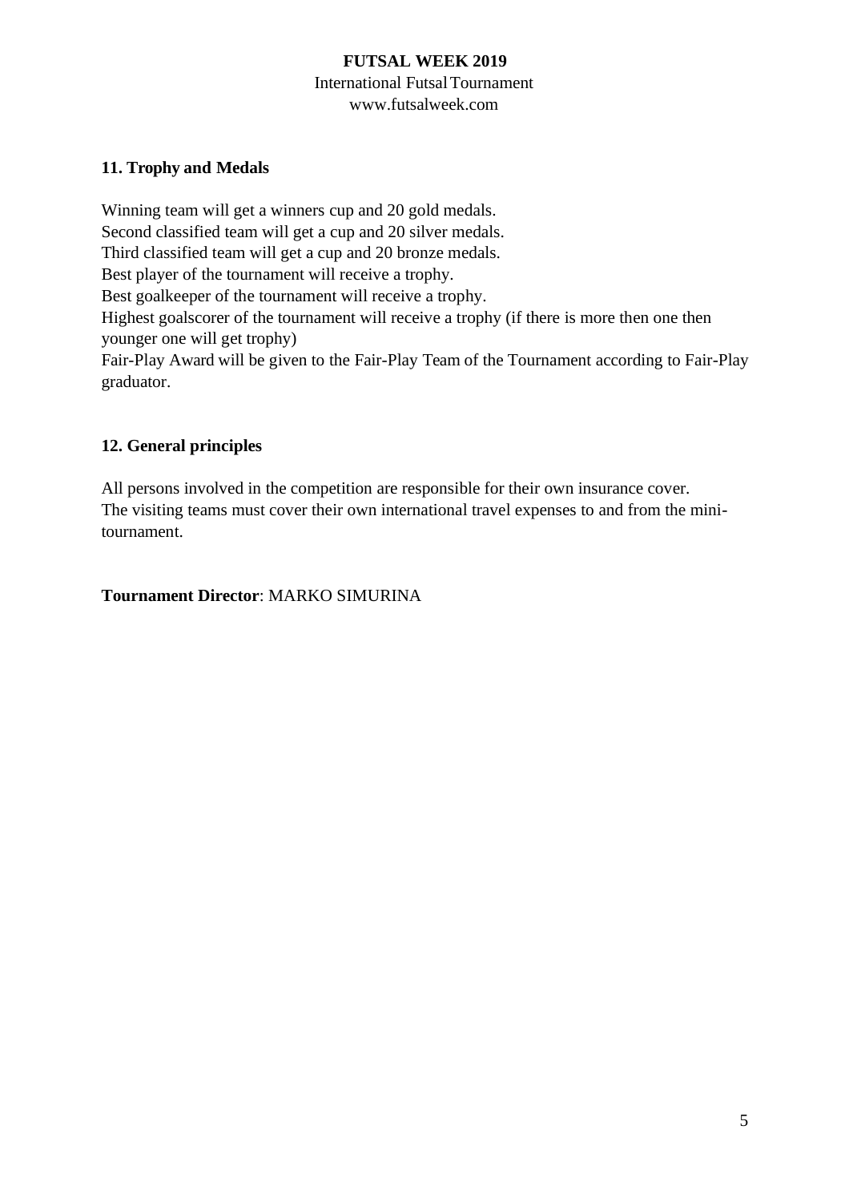## 11. Trophy and Medals

Winning team will get a winners cup and 20 gold medals.
Second classified team will get a cup and 20 silver medals.
Third classified team will get a cup and 20 bronze medals.
Best player of the tournament will receive a trophy.
Best goalkeeper of the tournament will receive a trophy.
Highest goalscorer of the tournament will receive a trophy (if there is more then one then younger one will get trophy)
Fair-Play Award will be given to the Fair-Play Team of the Tournament according to Fair-Play graduator.

## 12. General principles

All persons involved in the competition are responsible for their own insurance cover.
The visiting teams must cover their own international travel expenses to and from the mini-tournament.

**Tournament Director**: MARKO SIMURINA